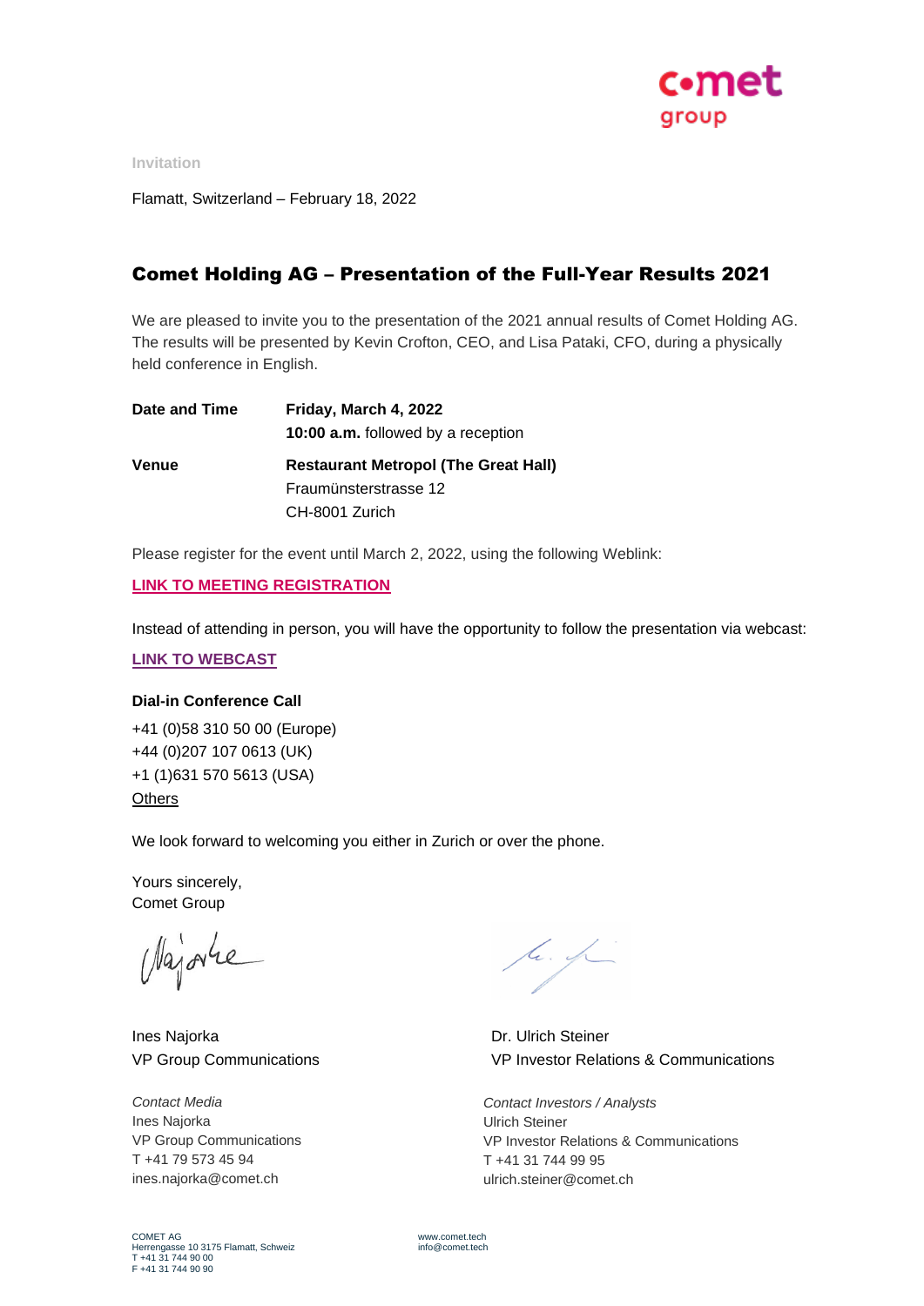Invitation

Flamatt, Switzerland – February 18, 2022

## Comet Holding AG – Presentation of the Full-Year Results 2021

We are pleased to invite you to the presentation of the 2021 annual results of Comet Holding AG. The results will be presented by Kevin Crofton, CEO, and Lisa Pataki, CFO, during a physically held conference in English.

| | |
|---|---|
| **Date and Time** | **Friday, March 4, 2022**<br>**10:00 a.m.** followed by a reception |
| **Venue** | **Restaurant Metropol (The Great Hall)**<br>Fraumünsterstrasse 12<br>CH-8001 Zurich |

Please register for the event until March 2, 2022, using the following Weblink:

**LINK TO MEETING REGISTRATION**

Instead of attending in person, you will have the opportunity to follow the presentation via webcast:

**LINK TO WEBCAST**

**Dial-in Conference Call**

+41 (0)58 310 50 00 (Europe)
+44 (0)207 107 0613 (UK)
+1 (1)631 570 5613 (USA)
Others

We look forward to welcoming you either in Zurich or over the phone.

Yours sincerely,
Comet Group

Ines Najorka
VP Group Communications

Dr. Ulrich Steiner
VP Investor Relations & Communications

*Contact Media*
Ines Najorka
VP Group Communications
T +41 79 573 45 94
ines.najorka@comet.ch

*Contact Investors / Analysts*
Ulrich Steiner
VP Investor Relations & Communications
T +41 31 744 99 95
ulrich.steiner@comet.ch

COMET AG
Herrengasse 10 3175 Flamatt, Schweiz
T +41 31 744 90 00
F +41 31 744 90 90

www.comet.tech
info@comet.tech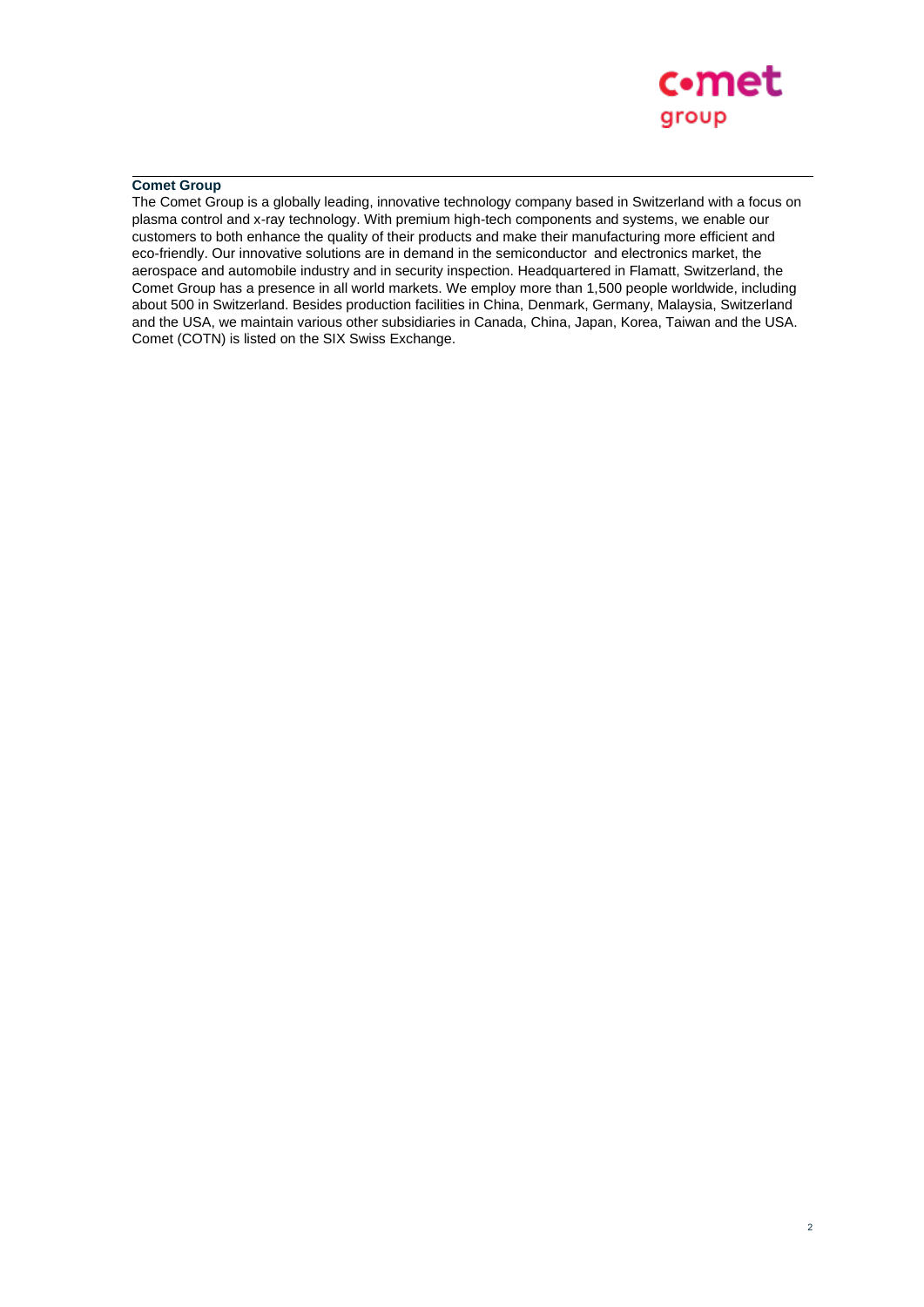**Comet Group**

The Comet Group is a globally leading, innovative technology company based in Switzerland with a focus on plasma control and x-ray technology. With premium high-tech components and systems, we enable our customers to both enhance the quality of their products and make their manufacturing more efficient and eco-friendly. Our innovative solutions are in demand in the semiconductor and electronics market, the aerospace and automobile industry and in security inspection. Headquartered in Flamatt, Switzerland, the Comet Group has a presence in all world markets. We employ more than 1,500 people worldwide, including about 500 in Switzerland. Besides production facilities in China, Denmark, Germany, Malaysia, Switzerland and the USA, we maintain various other subsidiaries in Canada, China, Japan, Korea, Taiwan and the USA. Comet (COTN) is listed on the SIX Swiss Exchange.